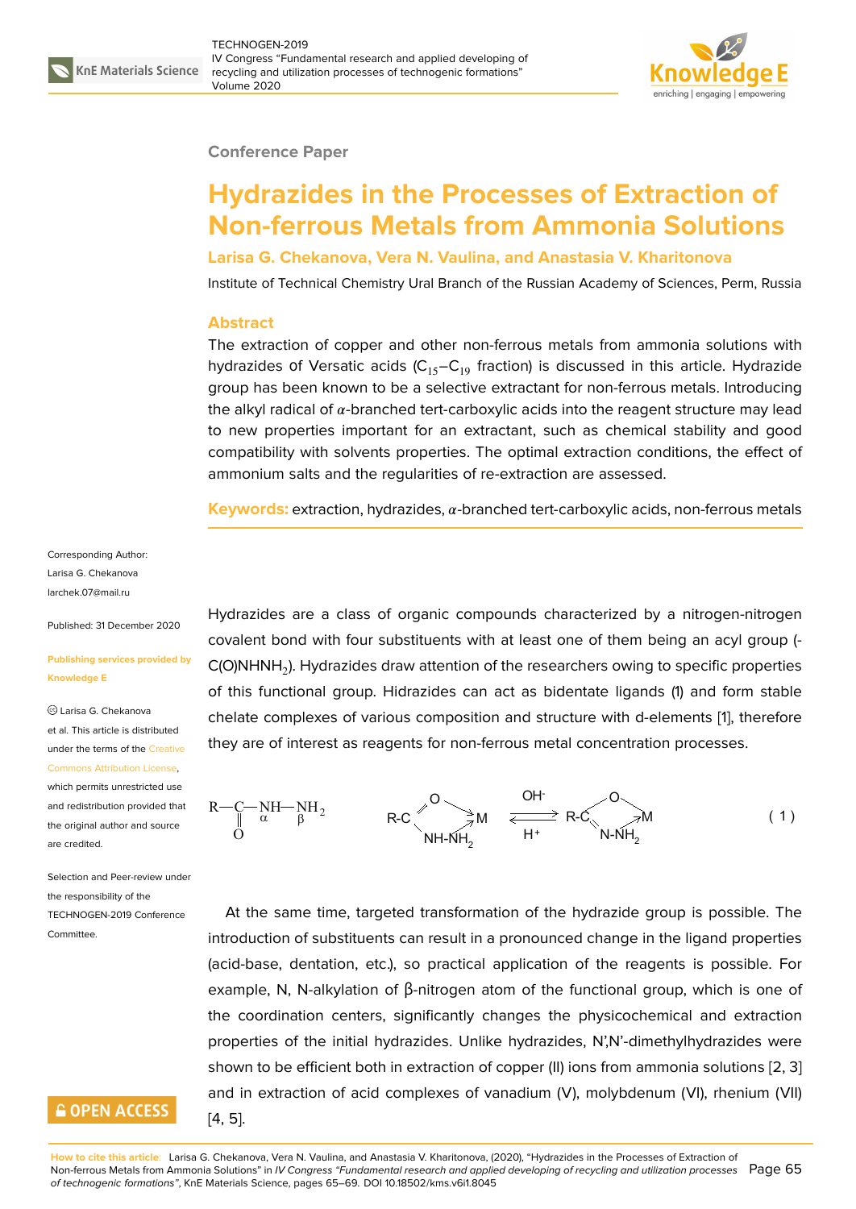Conference Paper

# Hydrazides in the Processes of Extraction of Non-ferrous Metals from Ammonia Solutions

**Larisa G. Chekanova, Vera N. Vaulina, and Anastasia V. Kharitonova**

Institute of Technical Chemistry Ural Branch of the Russian Academy of Sciences, Perm, Russia

## Abstract

The extraction of copper and other non-ferrous metals from ammonia solutions with hydrazides of Versatic acids ($C_{15}$–$C_{19}$ fraction) is discussed in this article. Hydrazide group has been known to be a selective extractant for non-ferrous metals. Introducing the alkyl radical of $\alpha$-branched tert-carboxylic acids into the reagent structure may lead to new properties important for an extractant, such as chemical stability and good compatibility with solvents properties. The optimal extraction conditions, the effect of ammonium salts and the regularities of re-extraction are assessed.

**Keywords:** extraction, hydrazides, $\alpha$-branched tert-carboxylic acids, non-ferrous metals

Corresponding Author:
Larisa G. Chekanova
larchek.07@mail.ru

Published: 31 December 2020

**Publishing services provided by Knowledge E**

© Larisa G. Chekanova et al. This article is distributed under the terms of the Creative Commons Attribution License, which permits unrestricted use and redistribution provided that the original author and source are credited.

Selection and Peer-review under the responsibility of the TECHNOGEN-2019 Conference Committee.

Hydrazides are a class of organic compounds characterized by a nitrogen-nitrogen covalent bond with four substituents with at least one of them being an acyl group (-C(O)NHNH$_2$). Hydrazides draw attention of the researchers owing to specific properties of this functional group. Hidrazides can act as bidentate ligands (1) and form stable chelate complexes of various composition and structure with d-elements [1], therefore they are of interest as reagents for non-ferrous metal concentration processes.

$$\mathrm{R{-}C({=}O){-}\underset{\alpha}{NH}{-}\underset{\beta}{NH_2}} \qquad \mathrm{R{-}C({=}O{\rightarrow}M){-}NH{-}NH_2{\rightarrow}M} \;\underset{H^+}{\overset{OH^-}{\rightleftharpoons}}\; \mathrm{R{-}C({-}O{-}M){=}N{-}NH_2{\rightarrow}M} \qquad (1)$$

At the same time, targeted transformation of the hydrazide group is possible. The introduction of substituents can result in a pronounced change in the ligand properties (acid-base, dentation, etc.), so practical application of the reagents is possible. For example, N, N-alkylation of β-nitrogen atom of the functional group, which is one of the coordination centers, significantly changes the physicochemical and extraction properties of the initial hydrazides. Unlike hydrazides, N',N'-dimethylhydrazides were shown to be efficient both in extraction of copper (II) ions from ammonia solutions [2, 3] and in extraction of acid complexes of vanadium (V), molybdenum (VI), rhenium (VII) [4, 5].

**How to cite this article**: Larisa G. Chekanova, Vera N. Vaulina, and Anastasia V. Kharitonova, (2020), "Hydrazides in the Processes of Extraction of Non-ferrous Metals from Ammonia Solutions" in *IV Congress "Fundamental research and applied developing of recycling and utilization processes of technogenic formations"*, KnE Materials Science, pages 65–69. DOI 10.18502/kms.v6i1.8045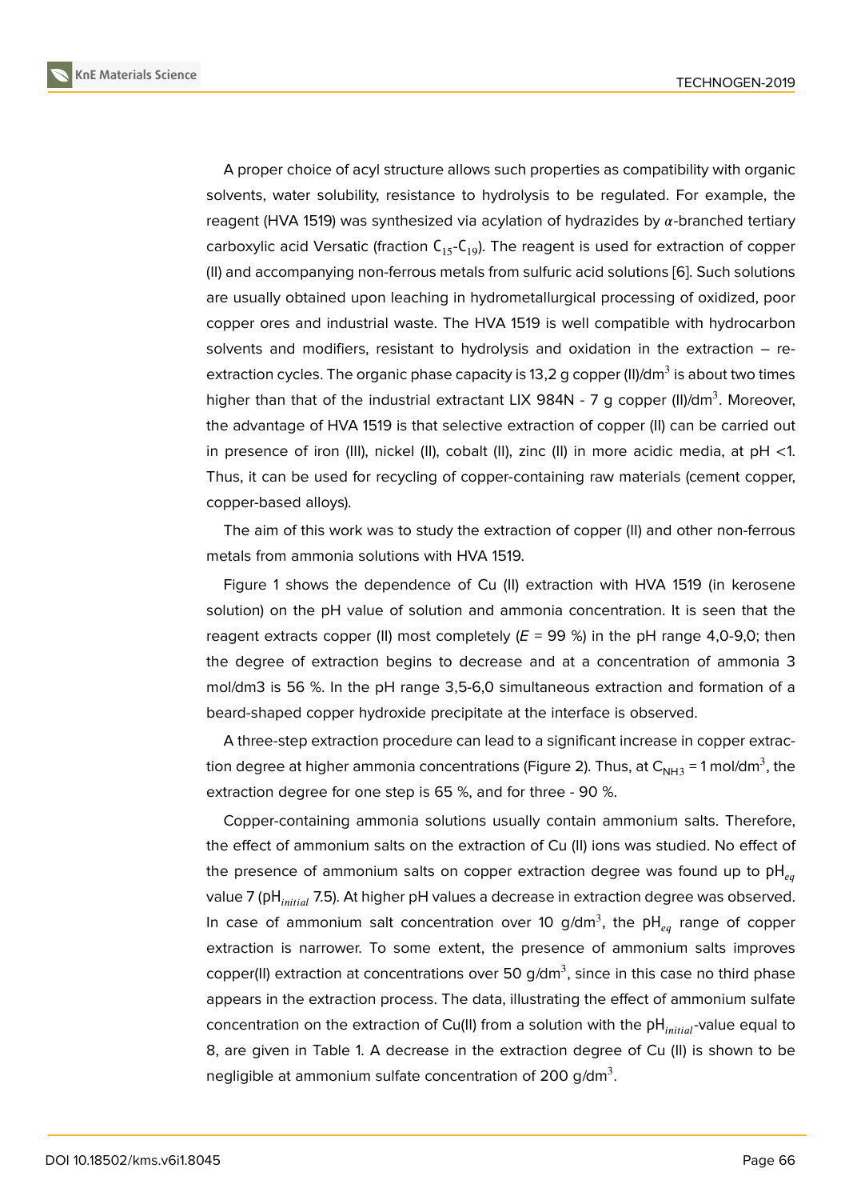A proper choice of acyl structure allows such properties as compatibility with organic solvents, water solubility, resistance to hydrolysis to be regulated. For example, the reagent (HVA 1519) was synthesized via acylation of hydrazides by $\alpha$-branched tertiary carboxylic acid Versatic (fraction $C_{15}$-$C_{19}$). The reagent is used for extraction of copper (II) and accompanying non-ferrous metals from sulfuric acid solutions [6]. Such solutions are usually obtained upon leaching in hydrometallurgical processing of oxidized, poor copper ores and industrial waste. The HVA 1519 is well compatible with hydrocarbon solvents and modifiers, resistant to hydrolysis and oxidation in the extraction – re-extraction cycles. The organic phase capacity is 13,2 g copper (II)/dm$^3$ is about two times higher than that of the industrial extractant LIX 984N - 7 g copper (II)/dm$^3$. Moreover, the advantage of HVA 1519 is that selective extraction of copper (II) can be carried out in presence of iron (III), nickel (II), cobalt (II), zinc (II) in more acidic media, at pH <1. Thus, it can be used for recycling of copper-containing raw materials (cement copper, copper-based alloys).

The aim of this work was to study the extraction of copper (II) and other non-ferrous metals from ammonia solutions with HVA 1519.

Figure 1 shows the dependence of Cu (II) extraction with HVA 1519 (in kerosene solution) on the pH value of solution and ammonia concentration. It is seen that the reagent extracts copper (II) most completely (*E* = 99 %) in the pH range 4,0-9,0; then the degree of extraction begins to decrease and at a concentration of ammonia 3 mol/dm3 is 56 %. In the pH range 3,5-6,0 simultaneous extraction and formation of a beard-shaped copper hydroxide precipitate at the interface is observed.

A three-step extraction procedure can lead to a significant increase in copper extraction degree at higher ammonia concentrations (Figure 2). Thus, at $C_{NH3}$ = 1 mol/dm$^3$, the extraction degree for one step is 65 %, and for three - 90 %.

Copper-containing ammonia solutions usually contain ammonium salts. Therefore, the effect of ammonium salts on the extraction of Cu (II) ions was studied. No effect of the presence of ammonium salts on copper extraction degree was found up to $pH_{eq}$ value 7 ($pH_{initial}$ 7.5). At higher pH values a decrease in extraction degree was observed. In case of ammonium salt concentration over 10 g/dm$^3$, the $pH_{eq}$ range of copper extraction is narrower. To some extent, the presence of ammonium salts improves copper(II) extraction at concentrations over 50 g/dm$^3$, since in this case no third phase appears in the extraction process. The data, illustrating the effect of ammonium sulfate concentration on the extraction of Cu(II) from a solution with the $pH_{initial}$-value equal to 8, are given in Table 1. A decrease in the extraction degree of Cu (II) is shown to be negligible at ammonium sulfate concentration of 200 g/dm$^3$.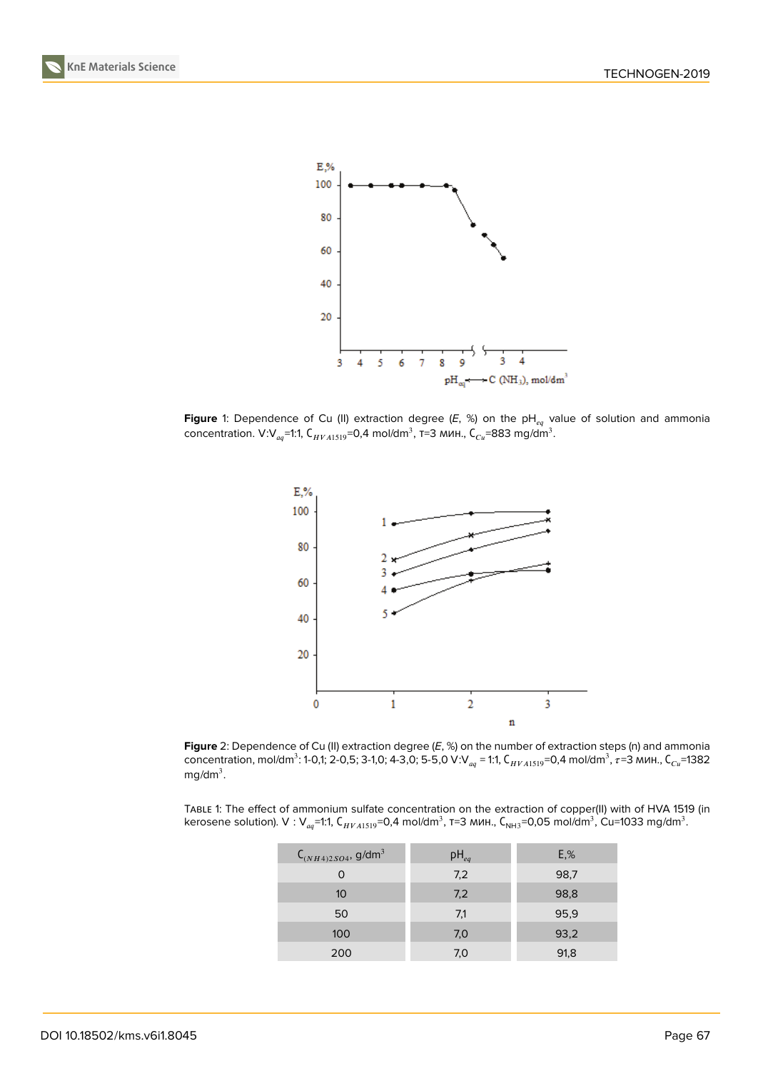**Figure** 1: Dependence of Cu (II) extraction degree (*E*, %) on the $pH_{eq}$ value of solution and ammonia concentration. $V:V_{aq}$=1:1, $C_{HVA1519}$=0,4 mol/dm$^3$, τ=3 мин., $C_{Cu}$=883 mg/dm$^3$.

**Figure** 2: Dependence of Cu (II) extraction degree (*E*, %) on the number of extraction steps (n) and ammonia concentration, mol/dm$^3$: 1-0,1; 2-0,5; 3-1,0; 4-3,0; 5-5,0 $V:V_{aq}$ = 1:1, $C_{HVA1519}$=0,4 mol/dm$^3$, $\tau$=3 мин., $C_{Cu}$=1382 mg/dm$^3$.

Table 1: The effect of ammonium sulfate concentration on the extraction of copper(II) with of HVA 1519 (in kerosene solution). V : $V_{aq}$=1:1, $C_{HVA1519}$=0,4 mol/dm$^3$, τ=3 мин., $C_{NH_3}$=0,05 mol/dm$^3$, Cu=1033 mg/dm$^3$.

| $C_{(NH_4)_2SO_4}$, g/dm$^3$ | $pH_{eq}$ | E,% |
|---|---|---|
| 0 | 7,2 | 98,7 |
| 10 | 7,2 | 98,8 |
| 50 | 7,1 | 95,9 |
| 100 | 7,0 | 93,2 |
| 200 | 7,0 | 91,8 |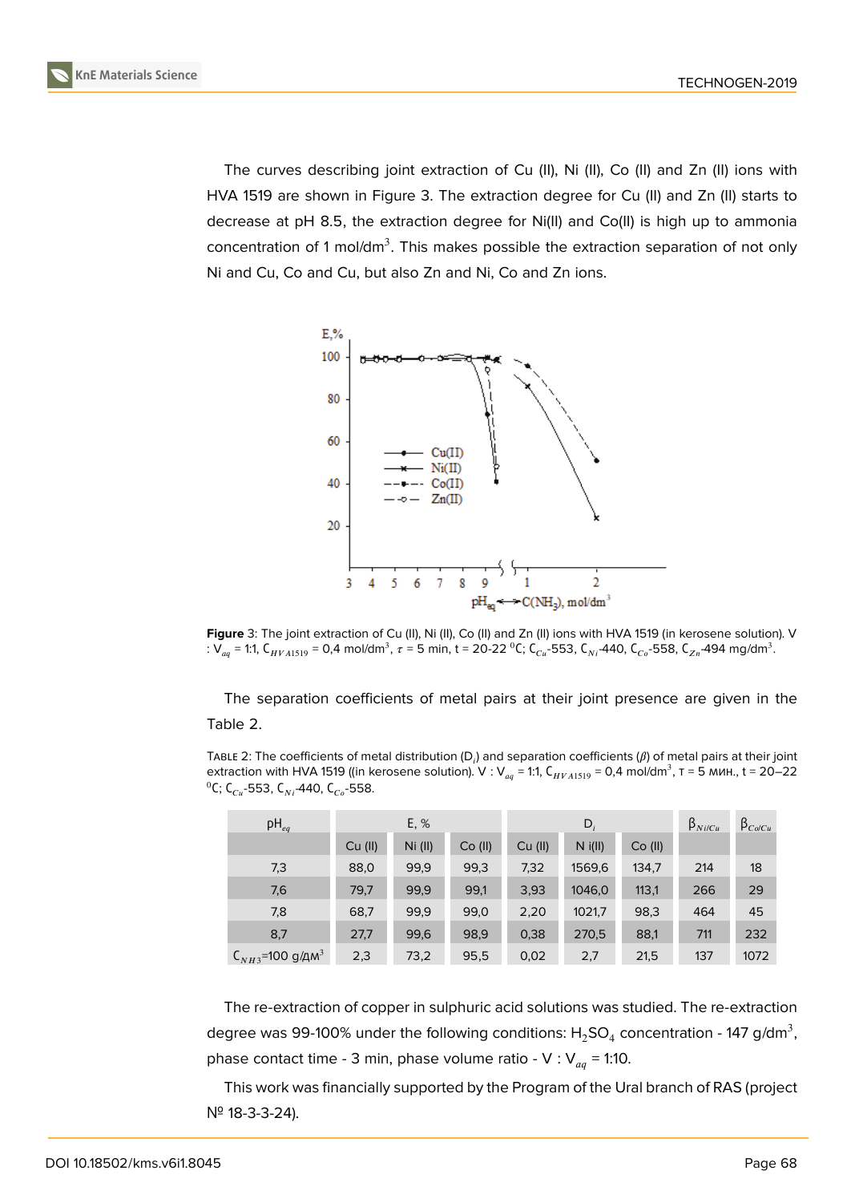The curves describing joint extraction of Cu (II), Ni (II), Co (II) and Zn (II) ions with HVA 1519 are shown in Figure 3. The extraction degree for Cu (II) and Zn (II) starts to decrease at pH 8.5, the extraction degree for Ni(II) and Co(II) is high up to ammonia concentration of 1 mol/dm$^3$. This makes possible the extraction separation of not only Ni and Cu, Co and Cu, but also Zn and Ni, Co and Zn ions.

**Figure** 3: The joint extraction of Cu (II), Ni (II), Co (II) and Zn (II) ions with HVA 1519 (in kerosene solution). V : V$_{aq}$ = 1:1, $C_{HVA1519}$ = 0,4 mol/dm$^3$, $\tau$ = 5 min, t = 20-22 $^0$C; $C_{Cu}$-553, $C_{Ni}$-440, $C_{Co}$-558, $C_{Zn}$-494 mg/dm$^3$.

The separation coefficients of metal pairs at their joint presence are given in the Table 2.

Table 2: The coefficients of metal distribution ($D_i$) and separation coefficients ($\beta$) of metal pairs at their joint extraction with HVA 1519 ((in kerosene solution). V : V$_{aq}$ = 1:1, $C_{HVA1519}$ = 0,4 mol/dm$^3$, τ = 5 мин., t = 20–22 $^0$C; $C_{Cu}$-553, $C_{Ni}$-440, $C_{Co}$-558.

| pH$_{eq}$ | E, % | | | $D_i$ | | | $\beta_{Ni/Cu}$ | $\beta_{Co/Cu}$ |
|---|---|---|---|---|---|---|---|---|
| | Cu (II) | Ni (II) | Co (II) | Cu (II) | N i(II) | Co (II) | | |
| 7,3 | 88,0 | 99,9 | 99,3 | 7,32 | 1569,6 | 134,7 | 214 | 18 |
| 7,6 | 79,7 | 99,9 | 99,1 | 3,93 | 1046,0 | 113,1 | 266 | 29 |
| 7,8 | 68,7 | 99,9 | 99,0 | 2,20 | 1021,7 | 98,3 | 464 | 45 |
| 8,7 | 27,7 | 99,6 | 98,9 | 0,38 | 270,5 | 88,1 | 711 | 232 |
| $C_{NH_3}$=100 g/дм$^3$ | 2,3 | 73,2 | 95,5 | 0,02 | 2,7 | 21,5 | 137 | 1072 |

The re-extraction of copper in sulphuric acid solutions was studied. The re-extraction degree was 99-100% under the following conditions: $H_2SO_4$ concentration - 147 g/dm$^3$, phase contact time - 3 min, phase volume ratio - V : V$_{aq}$ = 1:10.

This work was financially supported by the Program of the Ural branch of RAS (project № 18-3-3-24).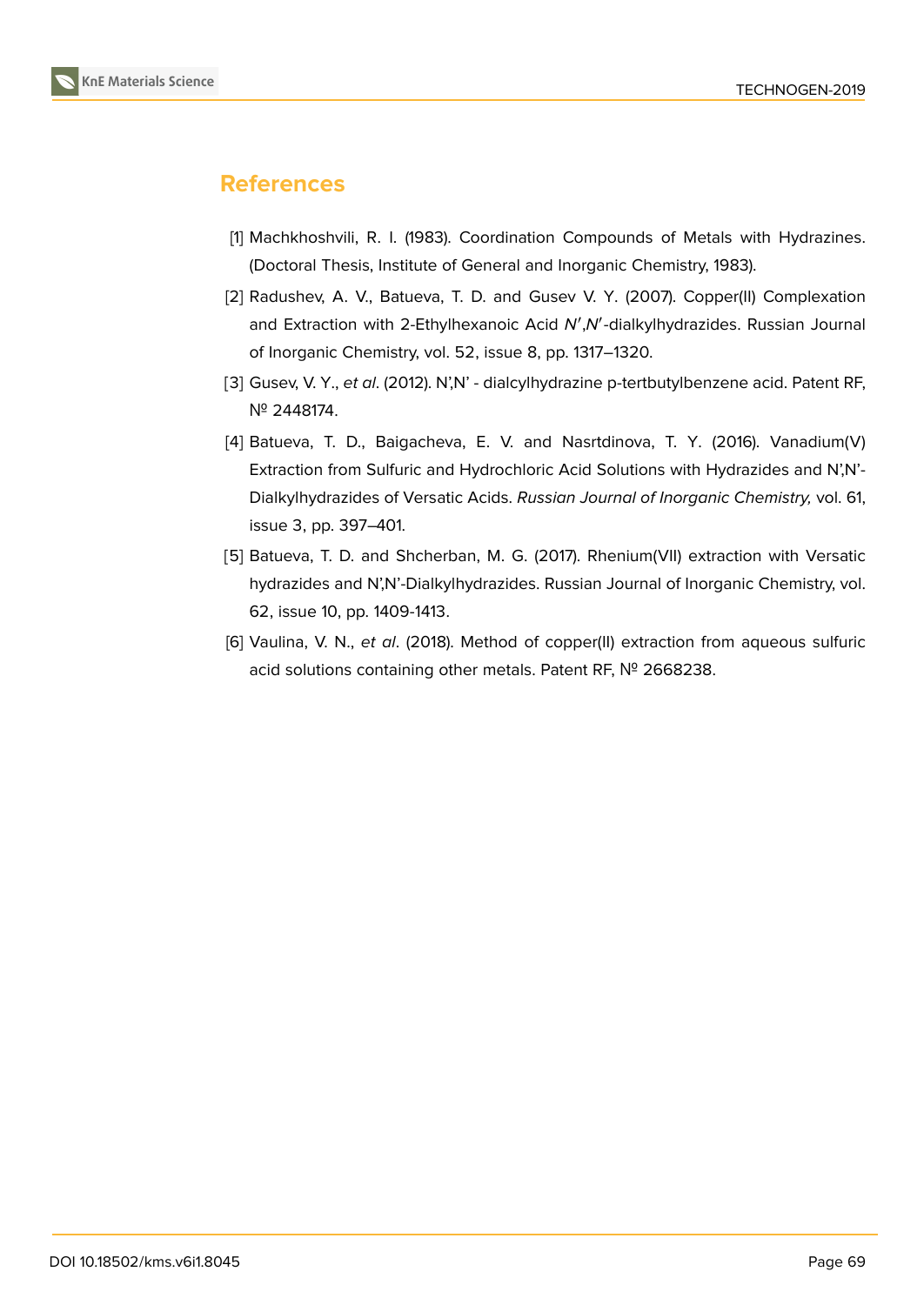## References

[1] Machkhoshvili, R. I. (1983). Coordination Compounds of Metals with Hydrazines. (Doctoral Thesis, Institute of General and Inorganic Chemistry, 1983).

[2] Radushev, A. V., Batueva, T. D. and Gusev V. Y. (2007). Copper(II) Complexation and Extraction with 2-Ethylhexanoic Acid *N′*,*N′*-dialkylhydrazides. Russian Journal of Inorganic Chemistry, vol. 52, issue 8, pp. 1317–1320.

[3] Gusev, V. Y., *et al*. (2012). N',N' - dialcylhydrazine p-tertbutylbenzene acid. Patent RF, № 2448174.

[4] Batueva, T. D., Baigacheva, E. V. and Nasrtdinova, T. Y. (2016). Vanadium(V) Extraction from Sulfuric and Hydrochloric Acid Solutions with Hydrazides and N',N'-Dialkylhydrazides of Versatic Acids. *Russian Journal of Inorganic Chemistry,* vol. 61, issue 3, pp. 397–401.

[5] Batueva, T. D. and Shcherban, M. G. (2017). Rhenium(VII) extraction with Versatic hydrazides and N',N'-Dialkylhydrazides. Russian Journal of Inorganic Chemistry, vol. 62, issue 10, pp. 1409-1413.

[6] Vaulina, V. N., *et al*. (2018). Method of copper(II) extraction from aqueous sulfuric acid solutions containing other metals. Patent RF, № 2668238.